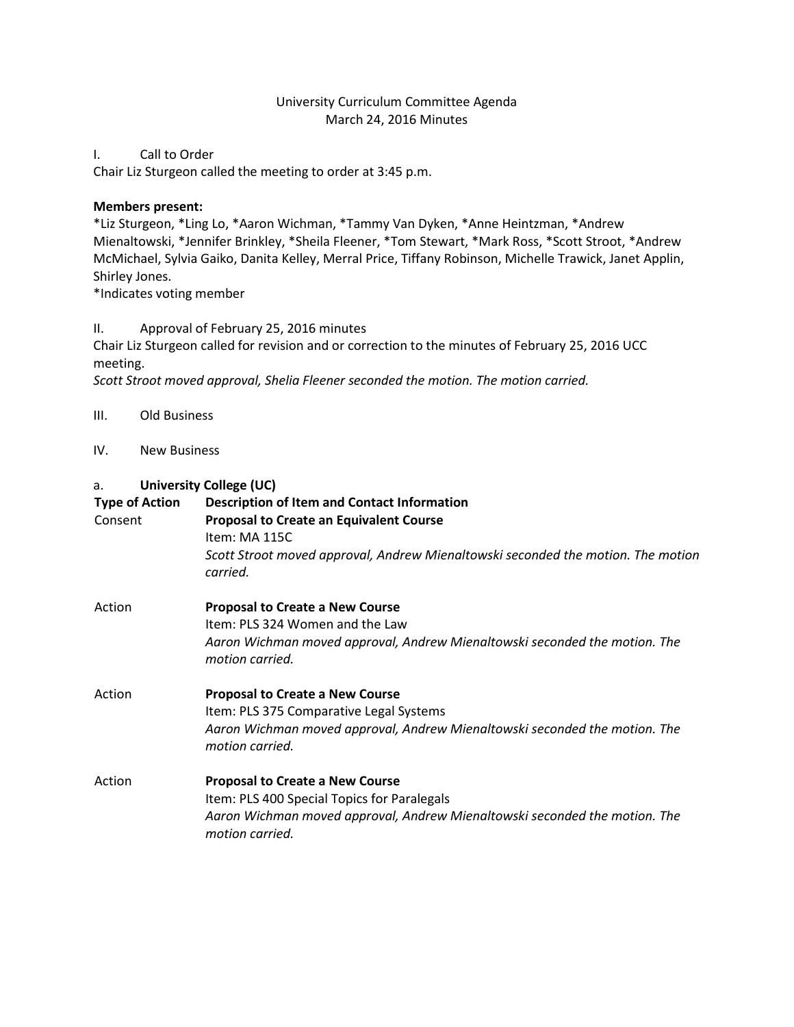University Curriculum Committee Agenda
March 24, 2016 Minutes

I. Call to Order

Chair Liz Sturgeon called the meeting to order at 3:45 p.m.

**Members present:**

*Liz Sturgeon, *Ling Lo, *Aaron Wichman, *Tammy Van Dyken, *Anne Heintzman, *Andrew Mienaltowski, *Jennifer Brinkley, *Sheila Fleener, *Tom Stewart, *Mark Ross, *Scott Stroot, *Andrew McMichael, Sylvia Gaiko, Danita Kelley, Merral Price, Tiffany Robinson, Michelle Trawick, Janet Applin, Shirley Jones.

*Indicates voting member

II. Approval of February 25, 2016 minutes

Chair Liz Sturgeon called for revision and or correction to the minutes of February 25, 2016 UCC meeting.

*Scott Stroot moved approval, Shelia Fleener seconded the motion. The motion carried.*

III. Old Business

IV. New Business

a. **University College (UC)**

| Type of Action | Description of Item and Contact Information |
| --- | --- |
| Consent | **Proposal to Create an Equivalent Course**<br>Item: MA 115C<br>*Scott Stroot moved approval, Andrew Mienaltowski seconded the motion. The motion carried.* |
| Action | **Proposal to Create a New Course**<br>Item: PLS 324 Women and the Law<br>*Aaron Wichman moved approval, Andrew Mienaltowski seconded the motion. The motion carried.* |
| Action | **Proposal to Create a New Course**<br>Item: PLS 375 Comparative Legal Systems<br>*Aaron Wichman moved approval, Andrew Mienaltowski seconded the motion. The motion carried.* |
| Action | **Proposal to Create a New Course**<br>Item: PLS 400 Special Topics for Paralegals<br>*Aaron Wichman moved approval, Andrew Mienaltowski seconded the motion. The motion carried.* |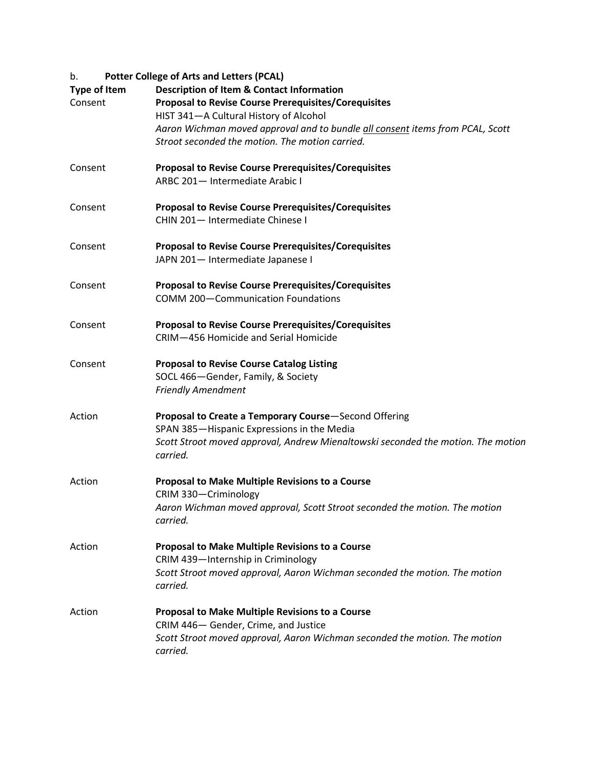b. **Potter College of Arts and Letters (PCAL)**

| Type of Item | Description of Item & Contact Information |
| --- | --- |
| Consent | **Proposal to Revise Course Prerequisites/Corequisites**<br>HIST 341—A Cultural History of Alcohol<br>*Aaron Wichman moved approval and to bundle all consent items from PCAL, Scott Stroot seconded the motion. The motion carried.* |
| Consent | **Proposal to Revise Course Prerequisites/Corequisites**<br>ARBC 201— Intermediate Arabic I |
| Consent | **Proposal to Revise Course Prerequisites/Corequisites**<br>CHIN 201— Intermediate Chinese I |
| Consent | **Proposal to Revise Course Prerequisites/Corequisites**<br>JAPN 201— Intermediate Japanese I |
| Consent | **Proposal to Revise Course Prerequisites/Corequisites**<br>COMM 200—Communication Foundations |
| Consent | **Proposal to Revise Course Prerequisites/Corequisites**<br>CRIM—456 Homicide and Serial Homicide |
| Consent | **Proposal to Revise Course Catalog Listing**<br>SOCL 466—Gender, Family, & Society<br>*Friendly Amendment* |
| Action | **Proposal to Create a Temporary Course**—Second Offering<br>SPAN 385—Hispanic Expressions in the Media<br>*Scott Stroot moved approval, Andrew Mienaltowski seconded the motion. The motion carried.* |
| Action | **Proposal to Make Multiple Revisions to a Course**<br>CRIM 330—Criminology<br>*Aaron Wichman moved approval, Scott Stroot seconded the motion. The motion carried.* |
| Action | **Proposal to Make Multiple Revisions to a Course**<br>CRIM 439—Internship in Criminology<br>*Scott Stroot moved approval, Aaron Wichman seconded the motion. The motion carried.* |
| Action | **Proposal to Make Multiple Revisions to a Course**<br>CRIM 446— Gender, Crime, and Justice<br>*Scott Stroot moved approval, Aaron Wichman seconded the motion. The motion carried.* |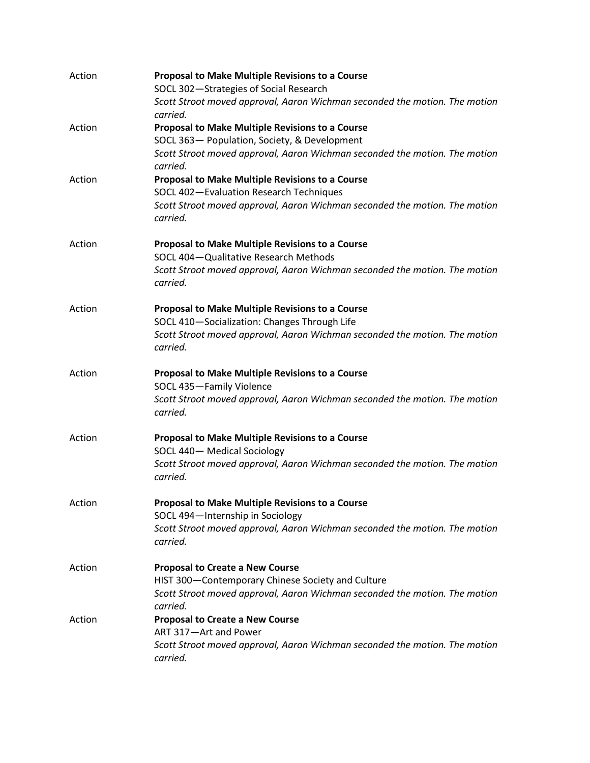Action **Proposal to Make Multiple Revisions to a Course**
SOCL 302—Strategies of Social Research
*Scott Stroot moved approval, Aaron Wichman seconded the motion. The motion carried.*

Action **Proposal to Make Multiple Revisions to a Course**
SOCL 363— Population, Society, & Development
*Scott Stroot moved approval, Aaron Wichman seconded the motion. The motion carried.*

Action **Proposal to Make Multiple Revisions to a Course**
SOCL 402—Evaluation Research Techniques
*Scott Stroot moved approval, Aaron Wichman seconded the motion. The motion carried.*

Action **Proposal to Make Multiple Revisions to a Course**
SOCL 404—Qualitative Research Methods
*Scott Stroot moved approval, Aaron Wichman seconded the motion. The motion carried.*

Action **Proposal to Make Multiple Revisions to a Course**
SOCL 410—Socialization: Changes Through Life
*Scott Stroot moved approval, Aaron Wichman seconded the motion. The motion carried.*

Action **Proposal to Make Multiple Revisions to a Course**
SOCL 435—Family Violence
*Scott Stroot moved approval, Aaron Wichman seconded the motion. The motion carried.*

Action **Proposal to Make Multiple Revisions to a Course**
SOCL 440— Medical Sociology
*Scott Stroot moved approval, Aaron Wichman seconded the motion. The motion carried.*

Action **Proposal to Make Multiple Revisions to a Course**
SOCL 494—Internship in Sociology
*Scott Stroot moved approval, Aaron Wichman seconded the motion. The motion carried.*

Action **Proposal to Create a New Course**
HIST 300—Contemporary Chinese Society and Culture
*Scott Stroot moved approval, Aaron Wichman seconded the motion. The motion carried.*

Action **Proposal to Create a New Course**
ART 317—Art and Power
*Scott Stroot moved approval, Aaron Wichman seconded the motion. The motion carried.*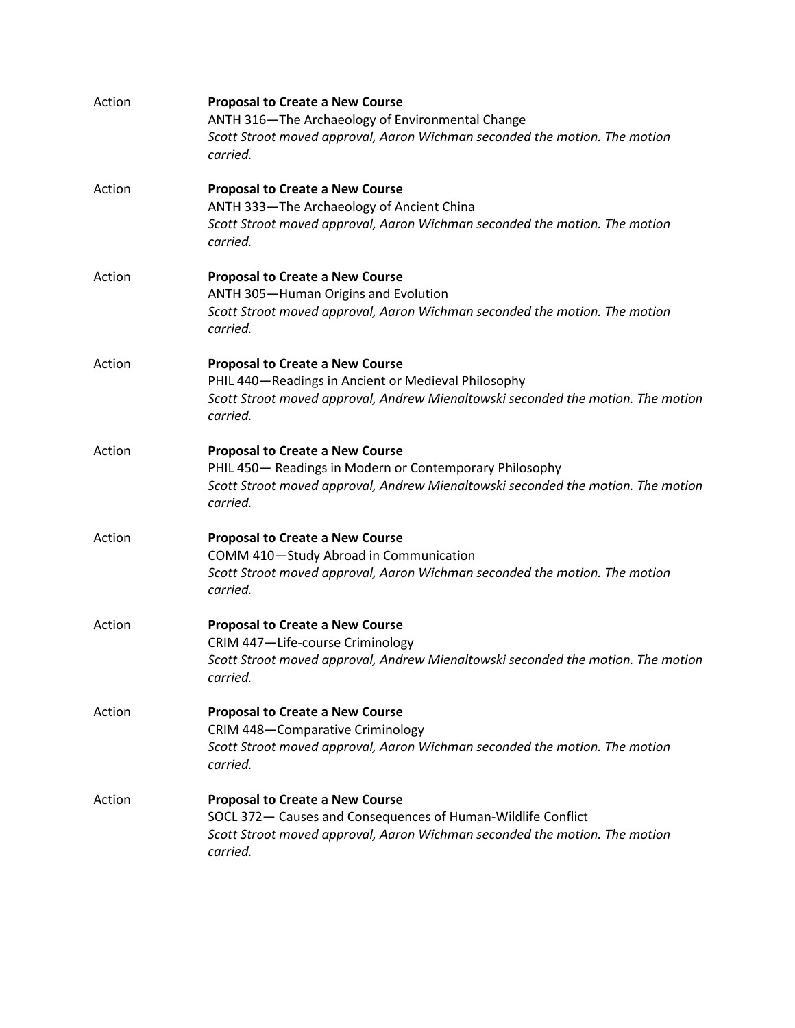Action **Proposal to Create a New Course**
ANTH 316—The Archaeology of Environmental Change
*Scott Stroot moved approval, Aaron Wichman seconded the motion. The motion carried.*

Action **Proposal to Create a New Course**
ANTH 333—The Archaeology of Ancient China
*Scott Stroot moved approval, Aaron Wichman seconded the motion. The motion carried.*

Action **Proposal to Create a New Course**
ANTH 305—Human Origins and Evolution
*Scott Stroot moved approval, Aaron Wichman seconded the motion. The motion carried.*

Action **Proposal to Create a New Course**
PHIL 440—Readings in Ancient or Medieval Philosophy
*Scott Stroot moved approval, Andrew Mienaltowski seconded the motion. The motion carried.*

Action **Proposal to Create a New Course**
PHIL 450— Readings in Modern or Contemporary Philosophy
*Scott Stroot moved approval, Andrew Mienaltowski seconded the motion. The motion carried.*

Action **Proposal to Create a New Course**
COMM 410—Study Abroad in Communication
*Scott Stroot moved approval, Aaron Wichman seconded the motion. The motion carried.*

Action **Proposal to Create a New Course**
CRIM 447—Life-course Criminology
*Scott Stroot moved approval, Andrew Mienaltowski seconded the motion. The motion carried.*

Action **Proposal to Create a New Course**
CRIM 448—Comparative Criminology
*Scott Stroot moved approval, Aaron Wichman seconded the motion. The motion carried.*

Action **Proposal to Create a New Course**
SOCL 372— Causes and Consequences of Human-Wildlife Conflict
*Scott Stroot moved approval, Aaron Wichman seconded the motion. The motion carried.*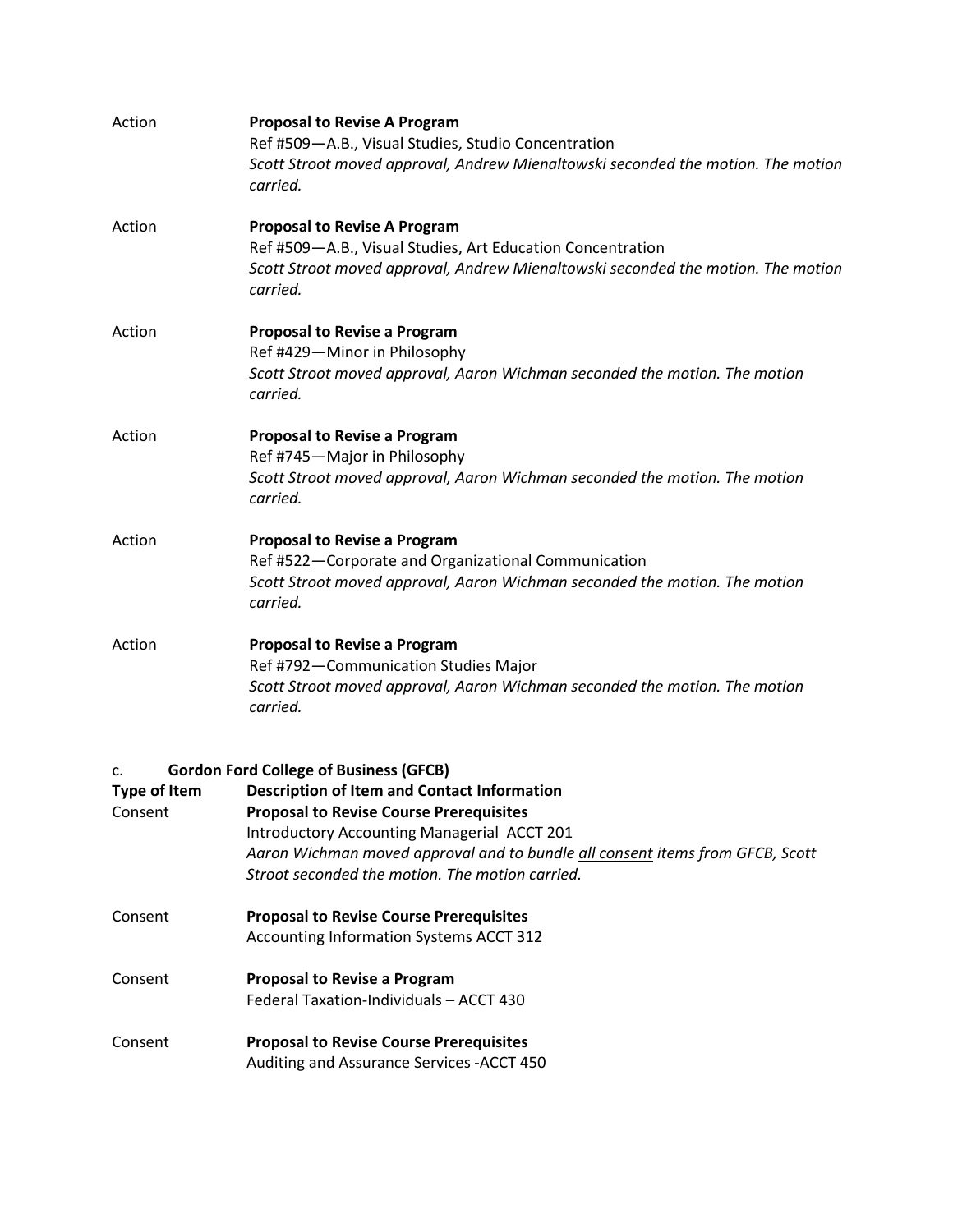| | |
|---|---|
| Action | **Proposal to Revise A Program**<br>Ref #509—A.B., Visual Studies, Studio Concentration<br>*Scott Stroot moved approval, Andrew Mienaltowski seconded the motion. The motion carried.* |
| Action | **Proposal to Revise A Program**<br>Ref #509—A.B., Visual Studies, Art Education Concentration<br>*Scott Stroot moved approval, Andrew Mienaltowski seconded the motion. The motion carried.* |
| Action | **Proposal to Revise a Program**<br>Ref #429—Minor in Philosophy<br>*Scott Stroot moved approval, Aaron Wichman seconded the motion. The motion carried.* |
| Action | **Proposal to Revise a Program**<br>Ref #745—Major in Philosophy<br>*Scott Stroot moved approval, Aaron Wichman seconded the motion. The motion carried.* |
| Action | **Proposal to Revise a Program**<br>Ref #522—Corporate and Organizational Communication<br>*Scott Stroot moved approval, Aaron Wichman seconded the motion. The motion carried.* |
| Action | **Proposal to Revise a Program**<br>Ref #792—Communication Studies Major<br>*Scott Stroot moved approval, Aaron Wichman seconded the motion. The motion carried.* |

c. **Gordon Ford College of Business (GFCB)**

| **Type of Item** | **Description of Item and Contact Information** |
|---|---|
| Consent | **Proposal to Revise Course Prerequisites**<br>Introductory Accounting Managerial ACCT 201<br>*Aaron Wichman moved approval and to bundle <u>all consent</u> items from GFCB, Scott Stroot seconded the motion. The motion carried.* |
| Consent | **Proposal to Revise Course Prerequisites**<br>Accounting Information Systems ACCT 312 |
| Consent | **Proposal to Revise a Program**<br>Federal Taxation-Individuals – ACCT 430 |
| Consent | **Proposal to Revise Course Prerequisites**<br>Auditing and Assurance Services -ACCT 450 |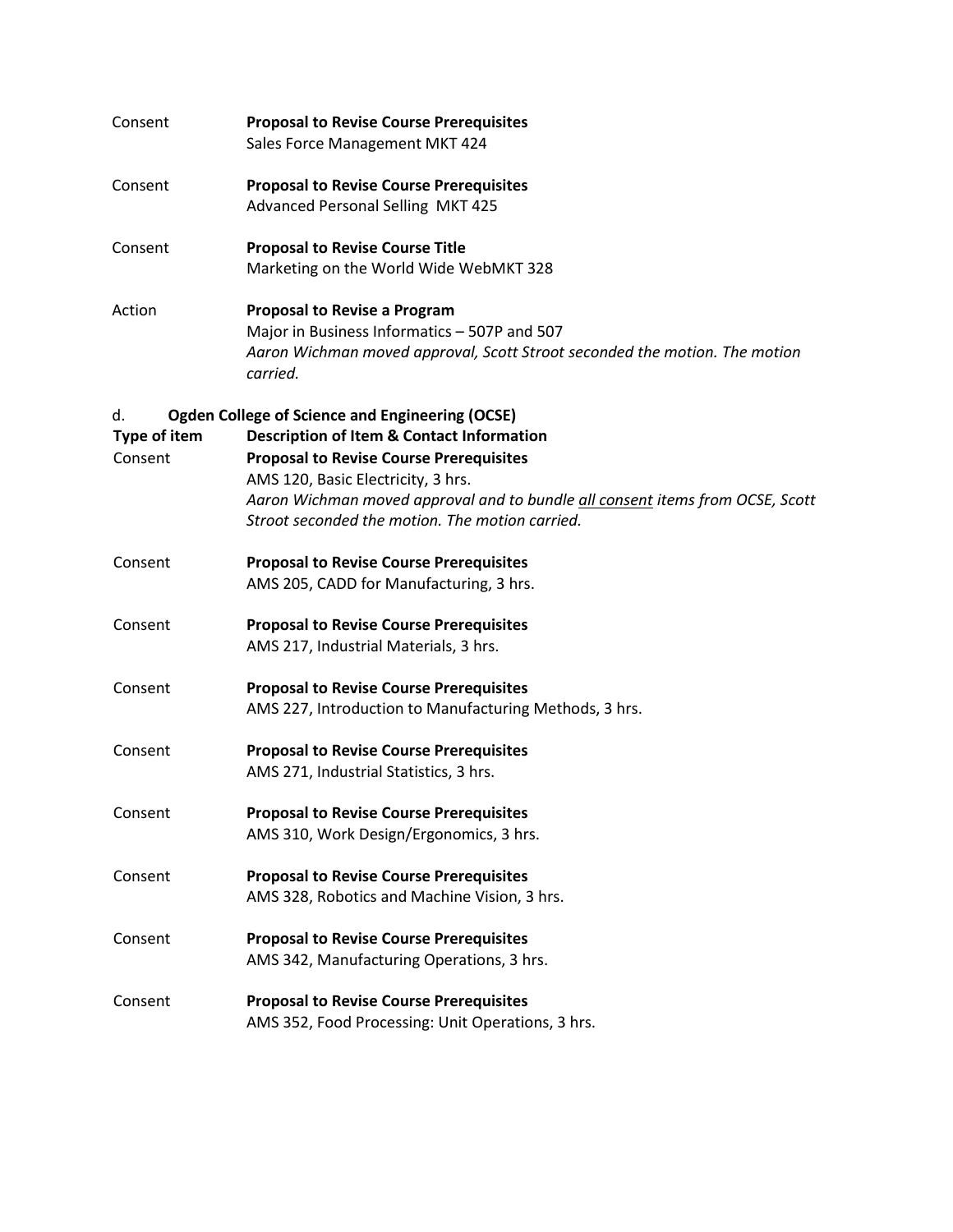| | |
|---|---|
| Consent | **Proposal to Revise Course Prerequisites**<br>Sales Force Management MKT 424 |
| Consent | **Proposal to Revise Course Prerequisites**<br>Advanced Personal Selling MKT 425 |
| Consent | **Proposal to Revise Course Title**<br>Marketing on the World Wide WebMKT 328 |
| Action | **Proposal to Revise a Program**<br>Major in Business Informatics – 507P and 507<br>*Aaron Wichman moved approval, Scott Stroot seconded the motion. The motion carried.* |

d. **Ogden College of Science and Engineering (OCSE)**

| **Type of item** | **Description of Item & Contact Information** |
|---|---|
| Consent | **Proposal to Revise Course Prerequisites**<br>AMS 120, Basic Electricity, 3 hrs.<br>*Aaron Wichman moved approval and to bundle <u>all consent</u> items from OCSE, Scott Stroot seconded the motion. The motion carried.* |
| Consent | **Proposal to Revise Course Prerequisites**<br>AMS 205, CADD for Manufacturing, 3 hrs. |
| Consent | **Proposal to Revise Course Prerequisites**<br>AMS 217, Industrial Materials, 3 hrs. |
| Consent | **Proposal to Revise Course Prerequisites**<br>AMS 227, Introduction to Manufacturing Methods, 3 hrs. |
| Consent | **Proposal to Revise Course Prerequisites**<br>AMS 271, Industrial Statistics, 3 hrs. |
| Consent | **Proposal to Revise Course Prerequisites**<br>AMS 310, Work Design/Ergonomics, 3 hrs. |
| Consent | **Proposal to Revise Course Prerequisites**<br>AMS 328, Robotics and Machine Vision, 3 hrs. |
| Consent | **Proposal to Revise Course Prerequisites**<br>AMS 342, Manufacturing Operations, 3 hrs. |
| Consent | **Proposal to Revise Course Prerequisites**<br>AMS 352, Food Processing: Unit Operations, 3 hrs. |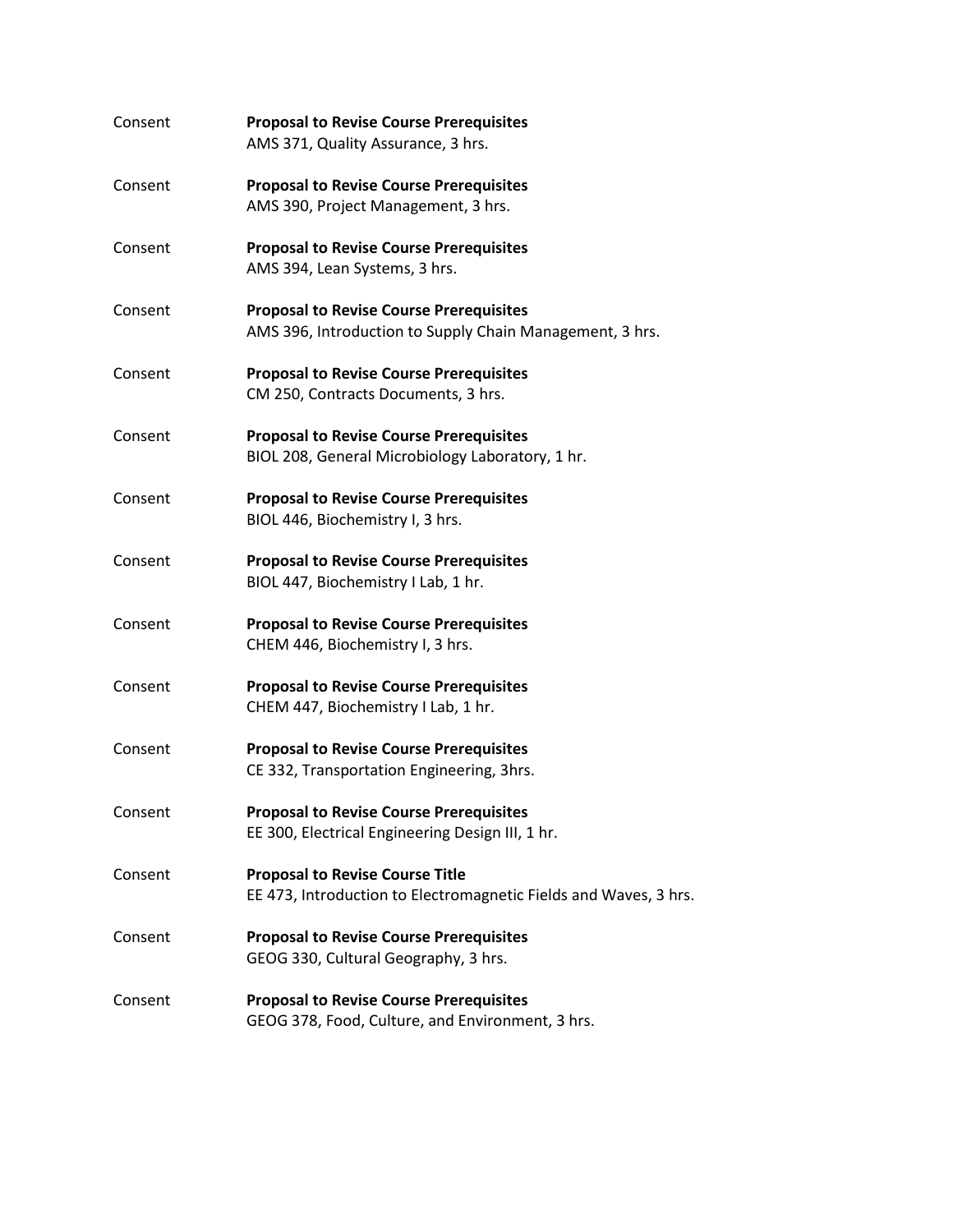Consent **Proposal to Revise Course Prerequisites**
AMS 371, Quality Assurance, 3 hrs.

Consent **Proposal to Revise Course Prerequisites**
AMS 390, Project Management, 3 hrs.

Consent **Proposal to Revise Course Prerequisites**
AMS 394, Lean Systems, 3 hrs.

Consent **Proposal to Revise Course Prerequisites**
AMS 396, Introduction to Supply Chain Management, 3 hrs.

Consent **Proposal to Revise Course Prerequisites**
CM 250, Contracts Documents, 3 hrs.

Consent **Proposal to Revise Course Prerequisites**
BIOL 208, General Microbiology Laboratory, 1 hr.

Consent **Proposal to Revise Course Prerequisites**
BIOL 446, Biochemistry I, 3 hrs.

Consent **Proposal to Revise Course Prerequisites**
BIOL 447, Biochemistry I Lab, 1 hr.

Consent **Proposal to Revise Course Prerequisites**
CHEM 446, Biochemistry I, 3 hrs.

Consent **Proposal to Revise Course Prerequisites**
CHEM 447, Biochemistry I Lab, 1 hr.

Consent **Proposal to Revise Course Prerequisites**
CE 332, Transportation Engineering, 3hrs.

Consent **Proposal to Revise Course Prerequisites**
EE 300, Electrical Engineering Design III, 1 hr.

Consent **Proposal to Revise Course Title**
EE 473, Introduction to Electromagnetic Fields and Waves, 3 hrs.

Consent **Proposal to Revise Course Prerequisites**
GEOG 330, Cultural Geography, 3 hrs.

Consent **Proposal to Revise Course Prerequisites**
GEOG 378, Food, Culture, and Environment, 3 hrs.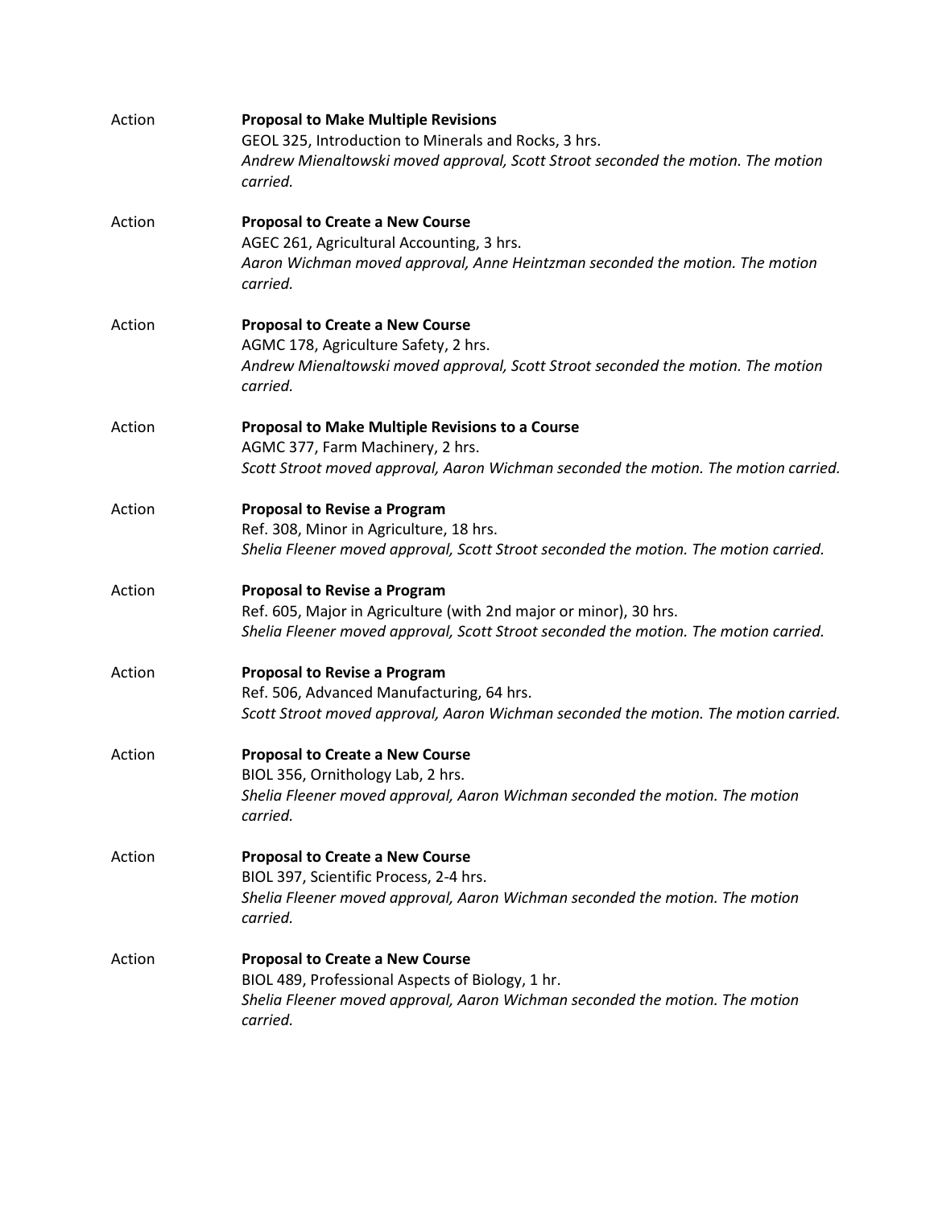Action **Proposal to Make Multiple Revisions**
GEOL 325, Introduction to Minerals and Rocks, 3 hrs.
*Andrew Mienaltowski moved approval, Scott Stroot seconded the motion. The motion carried.*

Action **Proposal to Create a New Course**
AGEC 261, Agricultural Accounting, 3 hrs.
*Aaron Wichman moved approval, Anne Heintzman seconded the motion. The motion carried.*

Action **Proposal to Create a New Course**
AGMC 178, Agriculture Safety, 2 hrs.
*Andrew Mienaltowski moved approval, Scott Stroot seconded the motion. The motion carried.*

Action **Proposal to Make Multiple Revisions to a Course**
AGMC 377, Farm Machinery, 2 hrs.
*Scott Stroot moved approval, Aaron Wichman seconded the motion. The motion carried.*

Action **Proposal to Revise a Program**
Ref. 308, Minor in Agriculture, 18 hrs.
*Shelia Fleener moved approval, Scott Stroot seconded the motion. The motion carried.*

Action **Proposal to Revise a Program**
Ref. 605, Major in Agriculture (with 2nd major or minor), 30 hrs.
*Shelia Fleener moved approval, Scott Stroot seconded the motion. The motion carried.*

Action **Proposal to Revise a Program**
Ref. 506, Advanced Manufacturing, 64 hrs.
*Scott Stroot moved approval, Aaron Wichman seconded the motion. The motion carried.*

Action **Proposal to Create a New Course**
BIOL 356, Ornithology Lab, 2 hrs.
*Shelia Fleener moved approval, Aaron Wichman seconded the motion. The motion carried.*

Action **Proposal to Create a New Course**
BIOL 397, Scientific Process, 2-4 hrs.
*Shelia Fleener moved approval, Aaron Wichman seconded the motion. The motion carried.*

Action **Proposal to Create a New Course**
BIOL 489, Professional Aspects of Biology, 1 hr.
*Shelia Fleener moved approval, Aaron Wichman seconded the motion. The motion carried.*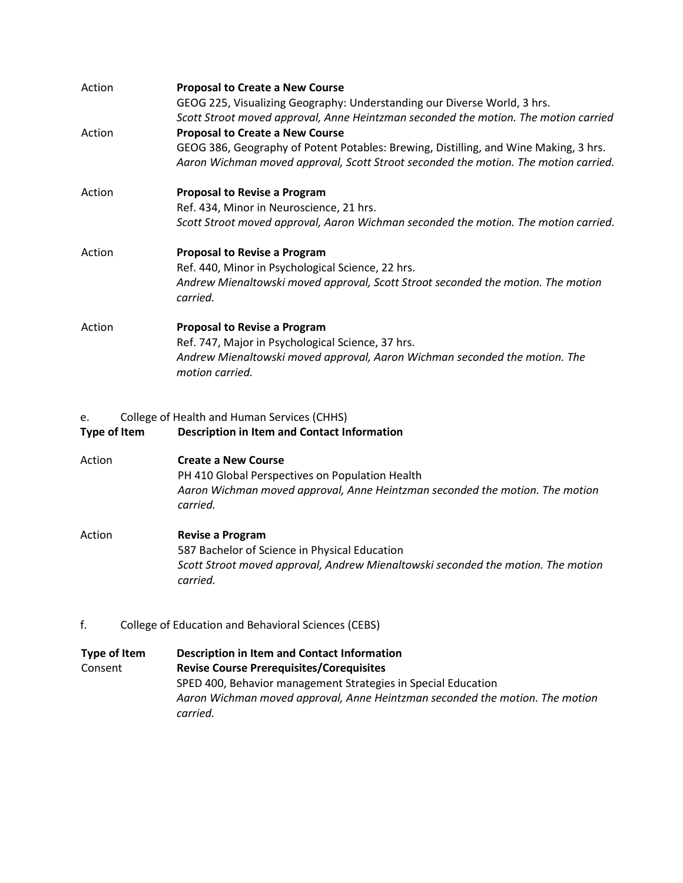| Type of Item | Description in Item and Contact Information |
|---|---|
| Action | **Proposal to Create a New Course**<br>GEOG 225, Visualizing Geography: Understanding our Diverse World, 3 hrs.<br>*Scott Stroot moved approval, Anne Heintzman seconded the motion. The motion carried* |
| Action | **Proposal to Create a New Course**<br>GEOG 386, Geography of Potent Potables: Brewing, Distilling, and Wine Making, 3 hrs.<br>*Aaron Wichman moved approval, Scott Stroot seconded the motion. The motion carried.* |
| Action | **Proposal to Revise a Program**<br>Ref. 434, Minor in Neuroscience, 21 hrs.<br>*Scott Stroot moved approval, Aaron Wichman seconded the motion. The motion carried.* |
| Action | **Proposal to Revise a Program**<br>Ref. 440, Minor in Psychological Science, 22 hrs.<br>*Andrew Mienaltowski moved approval, Scott Stroot seconded the motion. The motion carried.* |
| Action | **Proposal to Revise a Program**<br>Ref. 747, Major in Psychological Science, 37 hrs.<br>*Andrew Mienaltowski moved approval, Aaron Wichman seconded the motion. The motion carried.* |

e. College of Health and Human Services (CHHS)

| Type of Item | Description in Item and Contact Information |
|---|---|
| Action | **Create a New Course**<br>PH 410 Global Perspectives on Population Health<br>*Aaron Wichman moved approval, Anne Heintzman seconded the motion. The motion carried.* |
| Action | **Revise a Program**<br>587 Bachelor of Science in Physical Education<br>*Scott Stroot moved approval, Andrew Mienaltowski seconded the motion. The motion carried.* |

f. College of Education and Behavioral Sciences (CEBS)

| Type of Item | Description in Item and Contact Information |
|---|---|
| Consent | **Revise Course Prerequisites/Corequisites**<br>SPED 400, Behavior management Strategies in Special Education<br>*Aaron Wichman moved approval, Anne Heintzman seconded the motion. The motion carried.* |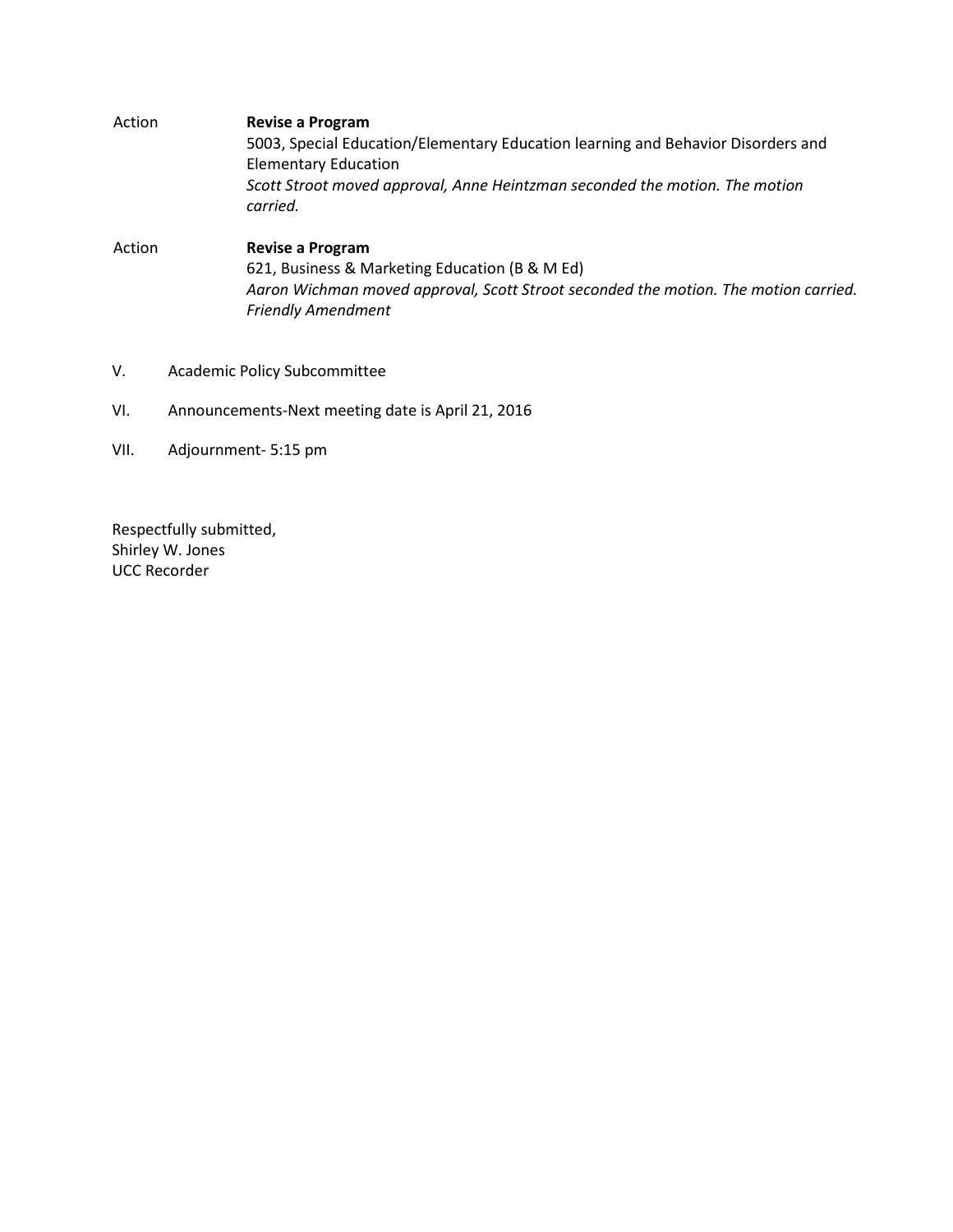Action **Revise a Program**
5003, Special Education/Elementary Education learning and Behavior Disorders and Elementary Education
*Scott Stroot moved approval, Anne Heintzman seconded the motion. The motion carried.*

Action **Revise a Program**
621, Business & Marketing Education (B & M Ed)
*Aaron Wichman moved approval, Scott Stroot seconded the motion. The motion carried. Friendly Amendment*

V. Academic Policy Subcommittee

VI. Announcements-Next meeting date is April 21, 2016

VII. Adjournment- 5:15 pm

Respectfully submitted,
Shirley W. Jones
UCC Recorder